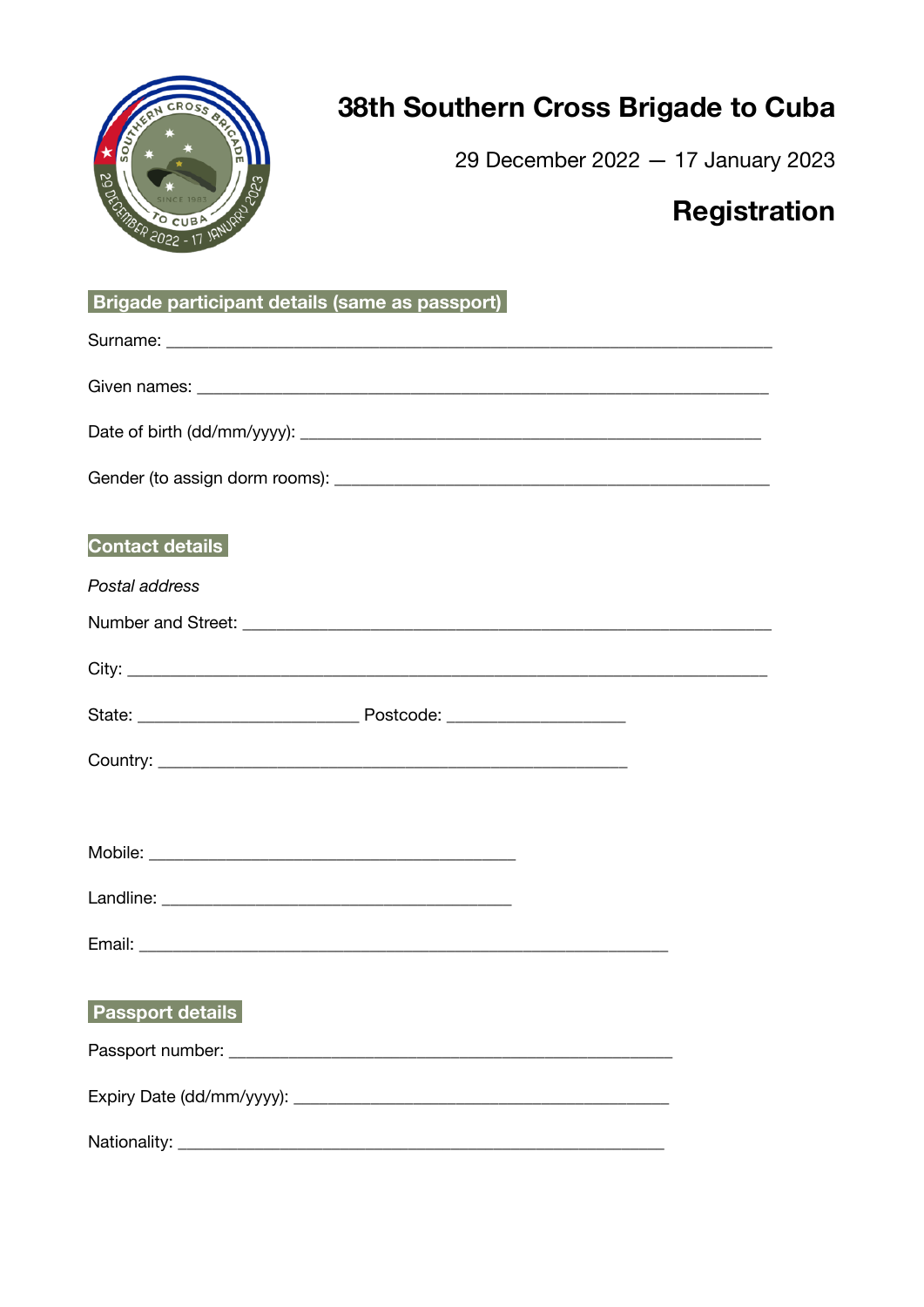# 38th Southern Cross Brigade to Cuba

29 December 2022 — 17 January 2023

## Registration

**Brigade participant details (same as passport)**

Surname: ______________________________________________________________

Given names: ___________________________________________________________

Date of birth (dd/mm/yyyy): ________________________________________________

Gender (to assign dorm rooms): _____________________________________________

**Contact details**

*Postal address*

Number and Street: ______________________________________________________

City: __________________________________________________________________

State: ______________________ Postcode: __________________

Country: ________________________________________________

Mobile: _____________________________________

Landline: ___________________________________

Email: ______________________________________________________

**Passport details**

Passport number: _____________________________________________

Expiry Date (dd/mm/yyyy): ______________________________________

Nationality: _________________________________________________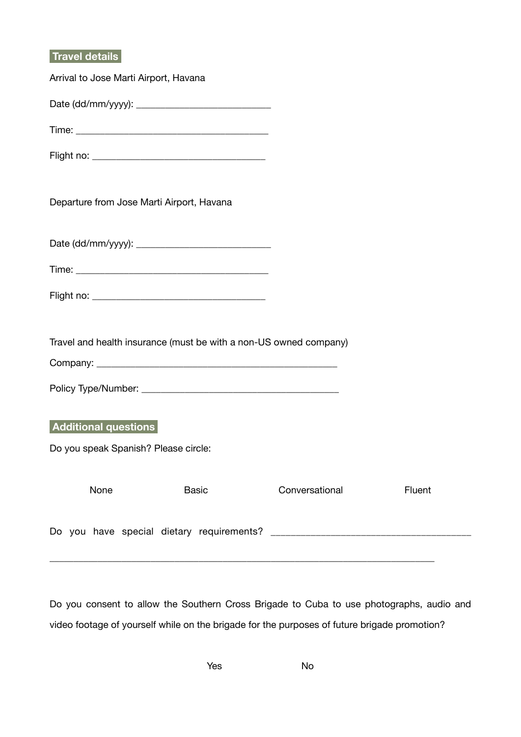## Travel details

Arrival to Jose Marti Airport, Havana

Date (dd/mm/yyyy): ___________________________

Time: _______________________________________

Flight no: __________________________________

Departure from Jose Marti Airport, Havana

Date (dd/mm/yyyy): ___________________________

Time: _______________________________________

Flight no: __________________________________

Travel and health insurance (must be with a non-US owned company)

Company: _______________________________________________

Policy Type/Number: _______________________________________

## Additional questions

Do you speak Spanish? Please circle:

None Basic Conversational Fluent

Do you have special dietary requirements? _______________________________________

_____________________________________________________________________________

Do you consent to allow the Southern Cross Brigade to Cuba to use photographs, audio and video footage of yourself while on the brigade for the purposes of future brigade promotion?

Yes No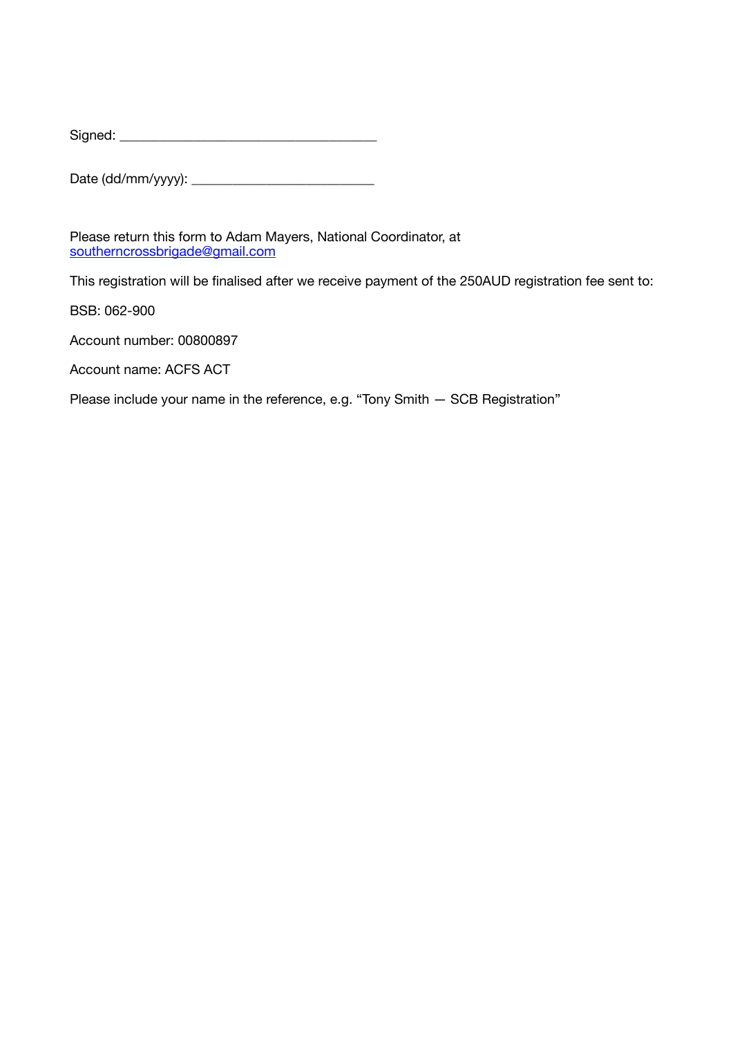Signed: ______________________________________

Date (dd/mm/yyyy): ___________________________

Please return this form to Adam Mayers, National Coordinator, at southerncrossbrigade@gmail.com

This registration will be finalised after we receive payment of the 250AUD registration fee sent to:

BSB: 062-900

Account number: 00800897

Account name: ACFS ACT

Please include your name in the reference, e.g. “Tony Smith — SCB Registration”